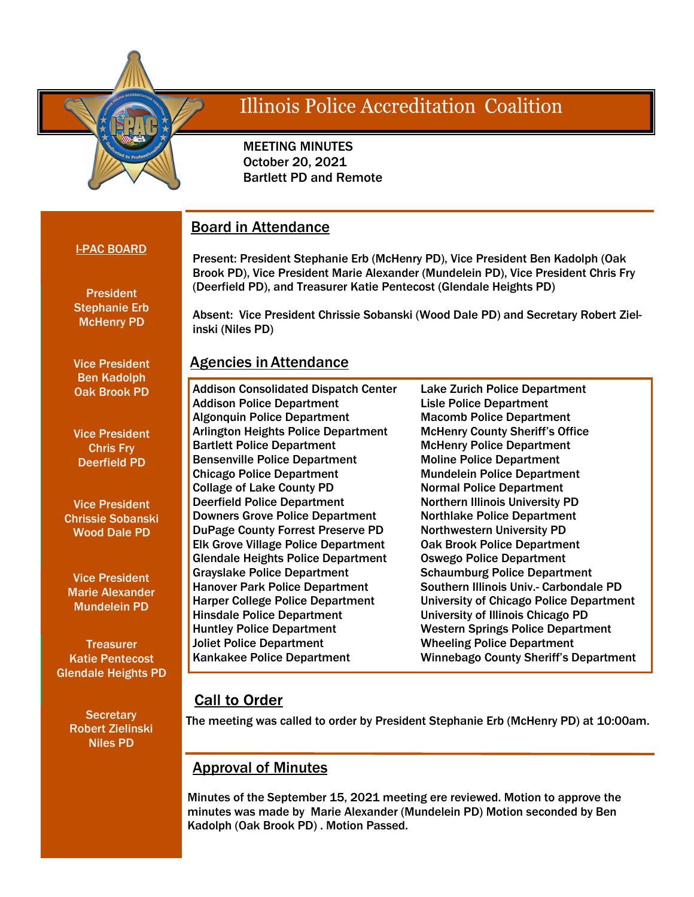# Illinois Police Accreditation Coalition

MEETING MINUTES
October 20, 2021
Bartlett PD and Remote

**I-PAC BOARD**

President
Stephanie Erb
McHenry PD

Vice President
Ben Kadolph
Oak Brook PD

Vice President
Chris Fry
Deerfield PD

Vice President
Chrissie Sobanski
Wood Dale PD

Vice President
Marie Alexander
Mundelein PD

Treasurer
Katie Pentecost
Glendale Heights PD

Secretary
Robert Zielinski
Niles PD

## Board in Attendance

Present: President Stephanie Erb (McHenry PD), Vice President Ben Kadolph (Oak Brook PD), Vice President Marie Alexander (Mundelein PD), Vice President Chris Fry (Deerfield PD), and Treasurer Katie Pentecost (Glendale Heights PD)

Absent: Vice President Chrissie Sobanski (Wood Dale PD) and Secretary Robert Zielinski (Niles PD)

## Agencies in Attendance

- Addison Consolidated Dispatch Center
- Addison Police Department
- Algonquin Police Department
- Arlington Heights Police Department
- Bartlett Police Department
- Bensenville Police Department
- Chicago Police Department
- Collage of Lake County PD
- Deerfield Police Department
- Downers Grove Police Department
- DuPage County Forrest Preserve PD
- Elk Grove Village Police Department
- Glendale Heights Police Department
- Grayslake Police Department
- Hanover Park Police Department
- Harper College Police Department
- Hinsdale Police Department
- Huntley Police Department
- Joliet Police Department
- Kankakee Police Department
- Lake Zurich Police Department
- Lisle Police Department
- Macomb Police Department
- McHenry County Sheriff's Office
- McHenry Police Department
- Moline Police Department
- Mundelein Police Department
- Normal Police Department
- Northern Illinois University PD
- Northlake Police Department
- Northwestern University PD
- Oak Brook Police Department
- Oswego Police Department
- Schaumburg Police Department
- Southern Illinois Univ.- Carbondale PD
- University of Chicago Police Department
- University of Illinois Chicago PD
- Western Springs Police Department
- Wheeling Police Department
- Winnebago County Sheriff's Department

## Call to Order

The meeting was called to order by President Stephanie Erb (McHenry PD) at 10:00am.

## Approval of Minutes

Minutes of the September 15, 2021 meeting ere reviewed. Motion to approve the minutes was made by Marie Alexander (Mundelein PD) Motion seconded by Ben Kadolph (Oak Brook PD) . Motion Passed.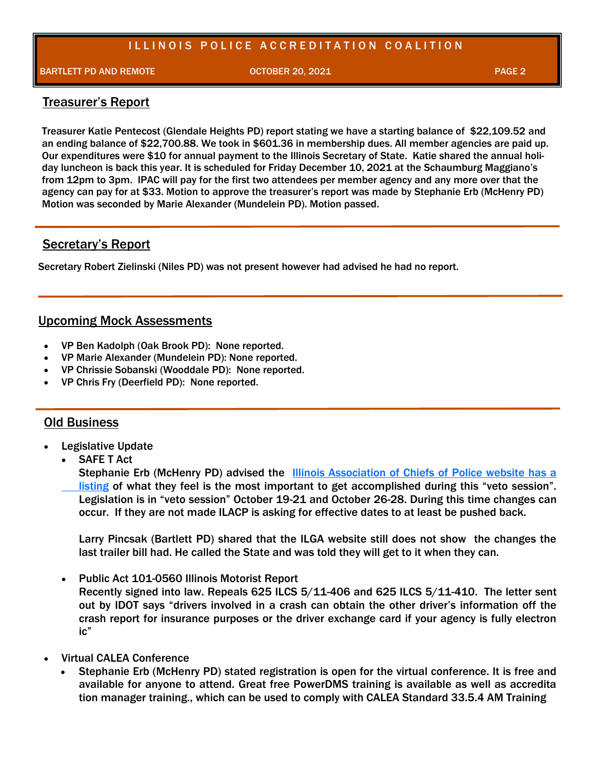## Treasurer's Report

Treasurer Katie Pentecost (Glendale Heights PD) report stating we have a starting balance of $22,109.52 and an ending balance of $22,700.88. We took in $601.36 in membership dues. All member agencies are paid up. Our expenditures were $10 for annual payment to the Illinois Secretary of State. Katie shared the annual holiday luncheon is back this year. It is scheduled for Friday December 10, 2021 at the Schaumburg Maggiano's from 12pm to 3pm. IPAC will pay for the first two attendees per member agency and any more over that the agency can pay for at $33. Motion to approve the treasurer's report was made by Stephanie Erb (McHenry PD) Motion was seconded by Marie Alexander (Mundelein PD). Motion passed.

## Secretary's Report

Secretary Robert Zielinski (Niles PD) was not present however had advised he had no report.

## Upcoming Mock Assessments

- VP Ben Kadolph (Oak Brook PD): None reported.
- VP Marie Alexander (Mundelein PD): None reported.
- VP Chrissie Sobanski (Wooddale PD): None reported.
- VP Chris Fry (Deerfield PD): None reported.

## Old Business

- Legislative Update
  - SAFE T Act
    Stephanie Erb (McHenry PD) advised the Illinois Association of Chiefs of Police website has a listing of what they feel is the most important to get accomplished during this "veto session". Legislation is in "veto session" October 19-21 and October 26-28. During this time changes can occur. If they are not made ILACP is asking for effective dates to at least be pushed back.

    Larry Pincsak (Bartlett PD) shared that the ILGA website still does not show the changes the last trailer bill had. He called the State and was told they will get to it when they can.

  - Public Act 101-0560 Illinois Motorist Report
    Recently signed into law. Repeals 625 ILCS 5/11-406 and 625 ILCS 5/11-410. The letter sent out by IDOT says "drivers involved in a crash can obtain the other driver's information off the crash report for insurance purposes or the driver exchange card if your agency is fully electronic"

- Virtual CALEA Conference
  - Stephanie Erb (McHenry PD) stated registration is open for the virtual conference. It is free and available for anyone to attend. Great free PowerDMS training is available as well as accreditation manager training., which can be used to comply with CALEA Standard 33.5.4 AM Training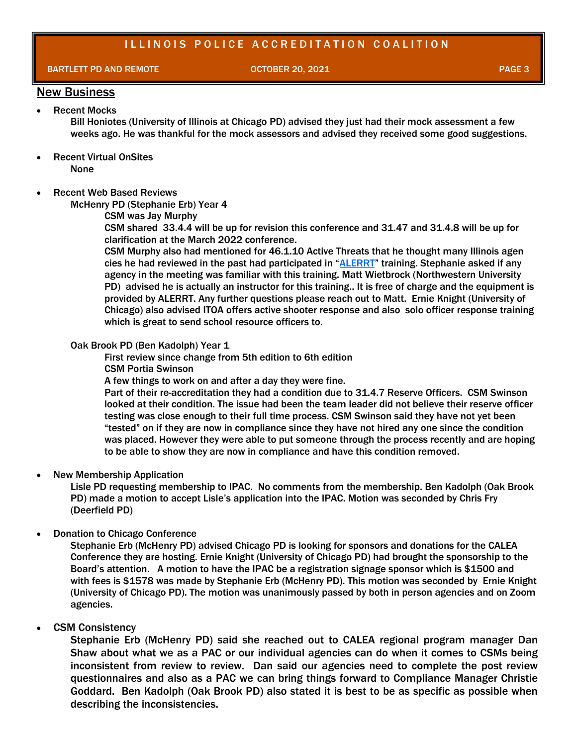## New Business

- Recent Mocks

  Bill Honiotes (University of Illinois at Chicago PD) advised they just had their mock assessment a few weeks ago. He was thankful for the mock assessors and advised they received some good suggestions.

- Recent Virtual OnSites

  None

- Recent Web Based Reviews

  McHenry PD (Stephanie Erb) Year 4

  CSM was Jay Murphy

  CSM shared 33.4.4 will be up for revision this conference and 31.47 and 31.4.8 will be up for clarification at the March 2022 conference.

  CSM Murphy also had mentioned for 46.1.10 Active Threats that he thought many Illinois agen cies he had reviewed in the past had participated in "ALERRT" training. Stephanie asked if any agency in the meeting was familiar with this training. Matt Wietbrock (Northwestern University PD) advised he is actually an instructor for this training.. It is free of charge and the equipment is provided by ALERRT. Any further questions please reach out to Matt. Ernie Knight (University of Chicago) also advised ITOA offers active shooter response and also solo officer response training which is great to send school resource officers to.

  Oak Brook PD (Ben Kadolph) Year 1

  First review since change from 5th edition to 6th edition

  CSM Portia Swinson

  A few things to work on and after a day they were fine.

  Part of their re-accreditation they had a condition due to 31.4.7 Reserve Officers. CSM Swinson looked at their condition. The issue had been the team leader did not believe their reserve officer testing was close enough to their full time process. CSM Swinson said they have not yet been "tested" on if they are now in compliance since they have not hired any one since the condition was placed. However they were able to put someone through the process recently and are hoping to be able to show they are now in compliance and have this condition removed.

- New Membership Application

  Lisle PD requesting membership to IPAC. No comments from the membership. Ben Kadolph (Oak Brook PD) made a motion to accept Lisle's application into the IPAC. Motion was seconded by Chris Fry (Deerfield PD)

- Donation to Chicago Conference

  Stephanie Erb (McHenry PD) advised Chicago PD is looking for sponsors and donations for the CALEA Conference they are hosting. Ernie Knight (University of Chicago PD) had brought the sponsorship to the Board's attention. A motion to have the IPAC be a registration signage sponsor which is $1500 and with fees is $1578 was made by Stephanie Erb (McHenry PD). This motion was seconded by Ernie Knight (University of Chicago PD). The motion was unanimously passed by both in person agencies and on Zoom agencies.

- CSM Consistency

  Stephanie Erb (McHenry PD) said she reached out to CALEA regional program manager Dan Shaw about what we as a PAC or our individual agencies can do when it comes to CSMs being inconsistent from review to review. Dan said our agencies need to complete the post review questionnaires and also as a PAC we can bring things forward to Compliance Manager Christie Goddard. Ben Kadolph (Oak Brook PD) also stated it is best to be as specific as possible when describing the inconsistencies.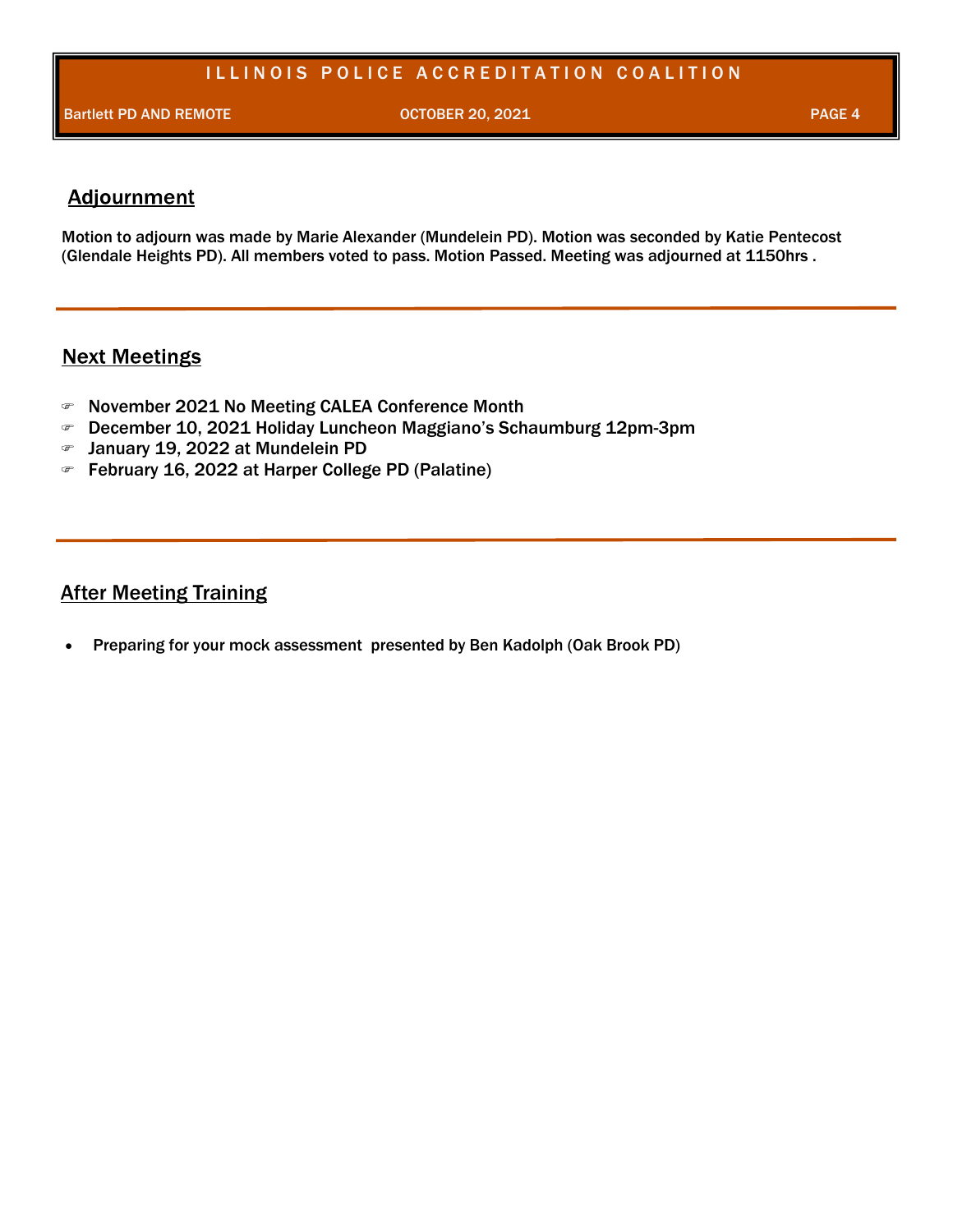## Adjournment

Motion to adjourn was made by Marie Alexander (Mundelein PD). Motion was seconded by Katie Pentecost (Glendale Heights PD). All members voted to pass. Motion Passed. Meeting was adjourned at 1150hrs .

---

## Next Meetings

- November 2021 No Meeting CALEA Conference Month
- December 10, 2021 Holiday Luncheon Maggiano's Schaumburg 12pm-3pm
- January 19, 2022 at Mundelein PD
- February 16, 2022 at Harper College PD (Palatine)

---

## After Meeting Training

- Preparing for your mock assessment presented by Ben Kadolph (Oak Brook PD)